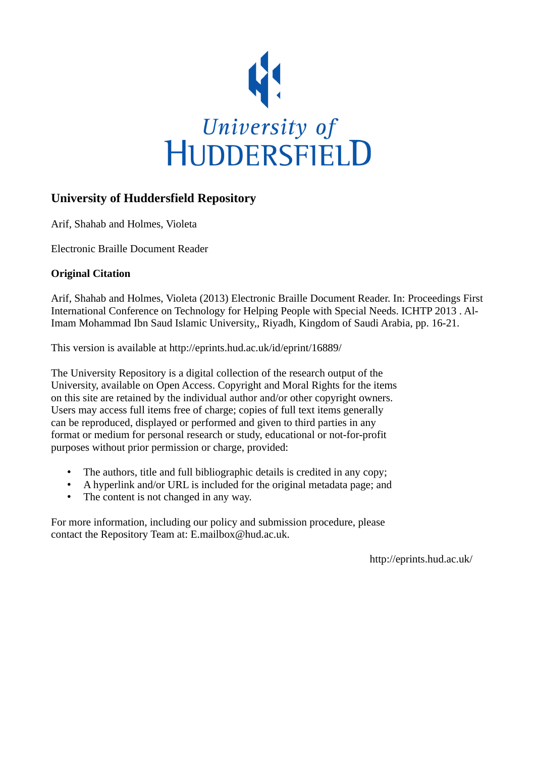University of
HUDDERSFIELD

## University of Huddersfield Repository

Arif, Shahab and Holmes, Violeta

Electronic Braille Document Reader

### Original Citation

Arif, Shahab and Holmes, Violeta (2013) Electronic Braille Document Reader. In: Proceedings First International Conference on Technology for Helping People with Special Needs. ICHTP 2013 . Al-Imam Mohammad Ibn Saud Islamic University,, Riyadh, Kingdom of Saudi Arabia, pp. 16-21.

This version is available at http://eprints.hud.ac.uk/id/eprint/16889/

The University Repository is a digital collection of the research output of the University, available on Open Access. Copyright and Moral Rights for the items on this site are retained by the individual author and/or other copyright owners. Users may access full items free of charge; copies of full text items generally can be reproduced, displayed or performed and given to third parties in any format or medium for personal research or study, educational or not-for-profit purposes without prior permission or charge, provided:

- The authors, title and full bibliographic details is credited in any copy;
- A hyperlink and/or URL is included for the original metadata page; and
- The content is not changed in any way.

For more information, including our policy and submission procedure, please contact the Repository Team at: E.mailbox@hud.ac.uk.

http://eprints.hud.ac.uk/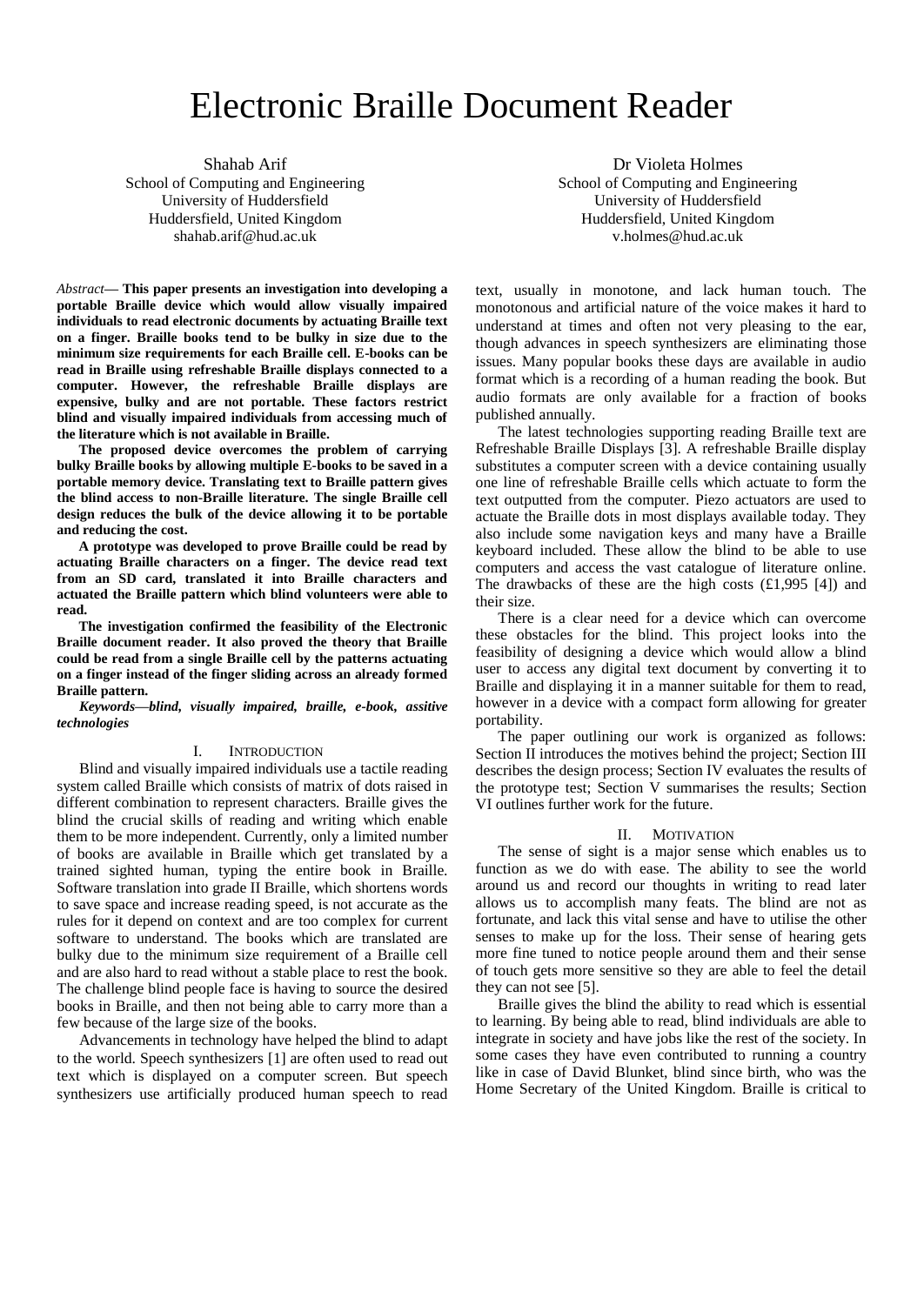# Electronic Braille Document Reader

Shahab Arif
School of Computing and Engineering
University of Huddersfield
Huddersfield, United Kingdom
shahab.arif@hud.ac.uk

Dr Violeta Holmes
School of Computing and Engineering
University of Huddersfield
Huddersfield, United Kingdom
v.holmes@hud.ac.uk

*Abstract*— **This paper presents an investigation into developing a portable Braille device which would allow visually impaired individuals to read electronic documents by actuating Braille text on a finger. Braille books tend to be bulky in size due to the minimum size requirements for each Braille cell. E-books can be read in Braille using refreshable Braille displays connected to a computer. However, the refreshable Braille displays are expensive, bulky and are not portable. These factors restrict blind and visually impaired individuals from accessing much of the literature which is not available in Braille.**

**The proposed device overcomes the problem of carrying bulky Braille books by allowing multiple E-books to be saved in a portable memory device. Translating text to Braille pattern gives the blind access to non-Braille literature. The single Braille cell design reduces the bulk of the device allowing it to be portable and reducing the cost.**

**A prototype was developed to prove Braille could be read by actuating Braille characters on a finger. The device read text from an SD card, translated it into Braille characters and actuated the Braille pattern which blind volunteers were able to read.**

**The investigation confirmed the feasibility of the Electronic Braille document reader. It also proved the theory that Braille could be read from a single Braille cell by the patterns actuating on a finger instead of the finger sliding across an already formed Braille pattern.**

***Keywords—blind, visually impaired, braille, e-book, assitive technologies***

## I. Introduction

Blind and visually impaired individuals use a tactile reading system called Braille which consists of matrix of dots raised in different combination to represent characters. Braille gives the blind the crucial skills of reading and writing which enable them to be more independent. Currently, only a limited number of books are available in Braille which get translated by a trained sighted human, typing the entire book in Braille. Software translation into grade II Braille, which shortens words to save space and increase reading speed, is not accurate as the rules for it depend on context and are too complex for current software to understand. The books which are translated are bulky due to the minimum size requirement of a Braille cell and are also hard to read without a stable place to rest the book. The challenge blind people face is having to source the desired books in Braille, and then not being able to carry more than a few because of the large size of the books.

Advancements in technology have helped the blind to adapt to the world. Speech synthesizers [1] are often used to read out text which is displayed on a computer screen. But speech synthesizers use artificially produced human speech to read text, usually in monotone, and lack human touch. The monotonous and artificial nature of the voice makes it hard to understand at times and often not very pleasing to the ear, though advances in speech synthesizers are eliminating those issues. Many popular books these days are available in audio format which is a recording of a human reading the book. But audio formats are only available for a fraction of books published annually.

The latest technologies supporting reading Braille text are Refreshable Braille Displays [3]. A refreshable Braille display substitutes a computer screen with a device containing usually one line of refreshable Braille cells which actuate to form the text outputted from the computer. Piezo actuators are used to actuate the Braille dots in most displays available today. They also include some navigation keys and many have a Braille keyboard included. These allow the blind to be able to use computers and access the vast catalogue of literature online. The drawbacks of these are the high costs (£1,995 [4]) and their size.

There is a clear need for a device which can overcome these obstacles for the blind. This project looks into the feasibility of designing a device which would allow a blind user to access any digital text document by converting it to Braille and displaying it in a manner suitable for them to read, however in a device with a compact form allowing for greater portability.

The paper outlining our work is organized as follows: Section II introduces the motives behind the project; Section III describes the design process; Section IV evaluates the results of the prototype test; Section V summarises the results; Section VI outlines further work for the future.

## II. Motivation

The sense of sight is a major sense which enables us to function as we do with ease. The ability to see the world around us and record our thoughts in writing to read later allows us to accomplish many feats. The blind are not as fortunate, and lack this vital sense and have to utilise the other senses to make up for the loss. Their sense of hearing gets more fine tuned to notice people around them and their sense of touch gets more sensitive so they are able to feel the detail they can not see [5].

Braille gives the blind the ability to read which is essential to learning. By being able to read, blind individuals are able to integrate in society and have jobs like the rest of the society. In some cases they have even contributed to running a country like in case of David Blunket, blind since birth, who was the Home Secretary of the United Kingdom. Braille is critical to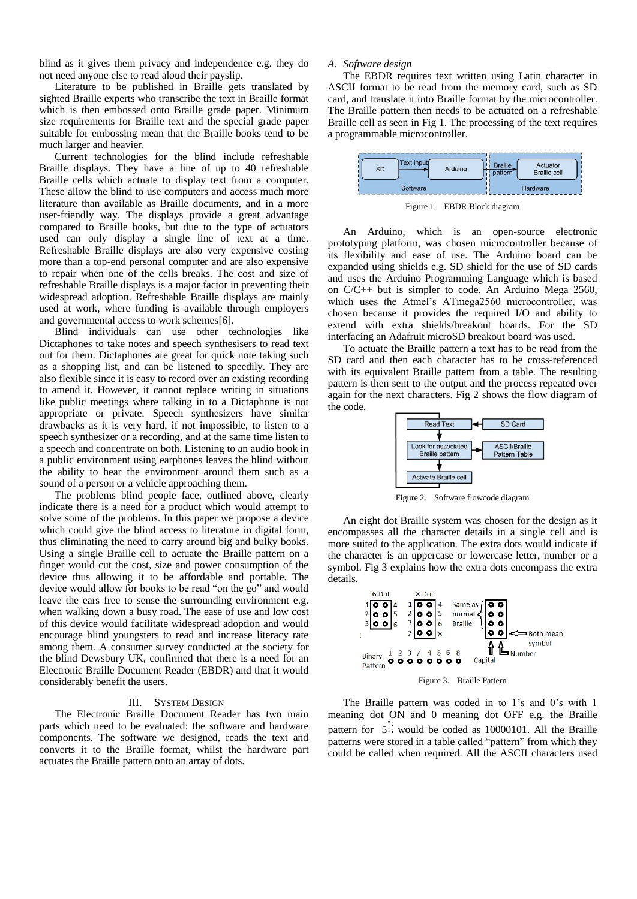blind as it gives them privacy and independence e.g. they do not need anyone else to read aloud their payslip.

Literature to be published in Braille gets translated by sighted Braille experts who transcribe the text in Braille format which is then embossed onto Braille grade paper. Minimum size requirements for Braille text and the special grade paper suitable for embossing mean that the Braille books tend to be much larger and heavier.

Current technologies for the blind include refreshable Braille displays. They have a line of up to 40 refreshable Braille cells which actuate to display text from a computer. These allow the blind to use computers and access much more literature than available as Braille documents, and in a more user-friendly way. The displays provide a great advantage compared to Braille books, but due to the type of actuators used can only display a single line of text at a time. Refreshable Braille displays are also very expensive costing more than a top-end personal computer and are also expensive to repair when one of the cells breaks. The cost and size of refreshable Braille displays is a major factor in preventing their widespread adoption. Refreshable Braille displays are mainly used at work, where funding is available through employers and governmental access to work schemes[6].

Blind individuals can use other technologies like Dictaphones to take notes and speech synthesisers to read text out for them. Dictaphones are great for quick note taking such as a shopping list, and can be listened to speedily. They are also flexible since it is easy to record over an existing recording to amend it. However, it cannot replace writing in situations like public meetings where talking in to a Dictaphone is not appropriate or private. Speech synthesizers have similar drawbacks as it is very hard, if not impossible, to listen to a speech synthesizer or a recording, and at the same time listen to a speech and concentrate on both. Listening to an audio book in a public environment using earphones leaves the blind without the ability to hear the environment around them such as a sound of a person or a vehicle approaching them.

The problems blind people face, outlined above, clearly indicate there is a need for a product which would attempt to solve some of the problems. In this paper we propose a device which could give the blind access to literature in digital form, thus eliminating the need to carry around big and bulky books. Using a single Braille cell to actuate the Braille pattern on a finger would cut the cost, size and power consumption of the device thus allowing it to be affordable and portable. The device would allow for books to be read "on the go" and would leave the ears free to sense the surrounding environment e.g. when walking down a busy road. The ease of use and low cost of this device would facilitate widespread adoption and would encourage blind youngsters to read and increase literacy rate among them. A consumer survey conducted at the society for the blind Dewsbury UK, confirmed that there is a need for an Electronic Braille Document Reader (EBDR) and that it would considerably benefit the users.

## III. System Design

The Electronic Braille Document Reader has two main parts which need to be evaluated: the software and hardware components. The software we designed, reads the text and converts it to the Braille format, whilst the hardware part actuates the Braille pattern onto an array of dots.

### A. Software design

The EBDR requires text written using Latin character in ASCII format to be read from the memory card, such as SD card, and translate it into Braille format by the microcontroller. The Braille pattern then needs to be actuated on a refreshable Braille cell as seen in Fig 1. The processing of the text requires a programmable microcontroller.

Figure 1. EBDR Block diagram

An Arduino, which is an open-source electronic prototyping platform, was chosen microcontroller because of its flexibility and ease of use. The Arduino board can be expanded using shields e.g. SD shield for the use of SD cards and uses the Arduino Programming Language which is based on C/C++ but is simpler to code. An Arduino Mega 2560, which uses the Atmel's ATmega2560 microcontroller, was chosen because it provides the required I/O and ability to extend with extra shields/breakout boards. For the SD interfacing an Adafruit microSD breakout board was used.

To actuate the Braille pattern a text has to be read from the SD card and then each character has to be cross-referenced with its equivalent Braille pattern from a table. The resulting pattern is then sent to the output and the process repeated over again for the next characters. Fig 2 shows the flow diagram of the code.

Figure 2. Software flowcode diagram

An eight dot Braille system was chosen for the design as it encompasses all the character details in a single cell and is more suited to the application. The extra dots would indicate if the character is an uppercase or lowercase letter, number or a symbol. Fig 3 explains how the extra dots encompass the extra details.

Figure 3. Braille Pattern

The Braille pattern was coded in to 1's and 0's with 1 meaning dot ON and 0 meaning dot OFF e.g. the Braille pattern for 5⠢ would be coded as 10000101. All the Braille patterns were stored in a table called "pattern" from which they could be called when required. All the ASCII characters used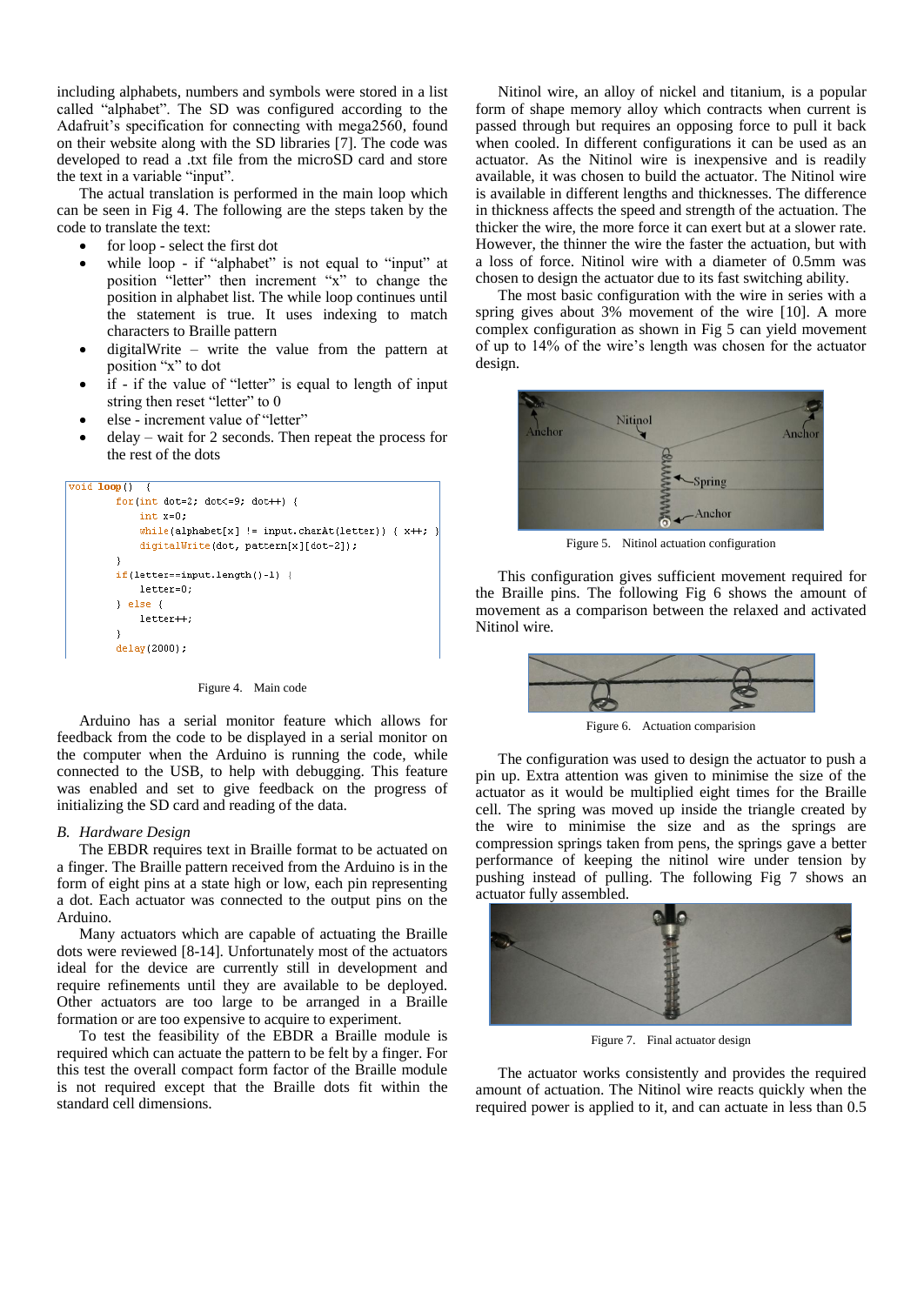including alphabets, numbers and symbols were stored in a list called "alphabet". The SD was configured according to the Adafruit's specification for connecting with mega2560, found on their website along with the SD libraries [7]. The code was developed to read a .txt file from the microSD card and store the text in a variable "input".

The actual translation is performed in the main loop which can be seen in Fig 4. The following are the steps taken by the code to translate the text:

- for loop - select the first dot
- while loop - if "alphabet" is not equal to "input" at position "letter" then increment "x" to change the position in alphabet list. The while loop continues until the statement is true. It uses indexing to match characters to Braille pattern
- digitalWrite – write the value from the pattern at position "x" to dot
- if - if the value of "letter" is equal to length of input string then reset "letter" to 0
- else - increment value of "letter"
- delay – wait for 2 seconds. Then repeat the process for the rest of the dots

```
void loop()  {
       for(int dot=2; dot<=9; dot++) {
           int x=0;
           while(alphabet[x] != input.charAt(letter)) { x++; }
           digitalWrite(dot, pattern[x][dot-2]);
       }
       if(letter==input.length()-1) {
           letter=0;
       } else {
           letter++;
       }
       delay(2000);
```

Figure 4. Main code

Arduino has a serial monitor feature which allows for feedback from the code to be displayed in a serial monitor on the computer when the Arduino is running the code, while connected to the USB, to help with debugging. This feature was enabled and set to give feedback on the progress of initializing the SD card and reading of the data.

### *B. Hardware Design*

The EBDR requires text in Braille format to be actuated on a finger. The Braille pattern received from the Arduino is in the form of eight pins at a state high or low, each pin representing a dot. Each actuator was connected to the output pins on the Arduino.

Many actuators which are capable of actuating the Braille dots were reviewed [8-14]. Unfortunately most of the actuators ideal for the device are currently still in development and require refinements until they are available to be deployed. Other actuators are too large to be arranged in a Braille formation or are too expensive to acquire to experiment.

To test the feasibility of the EBDR a Braille module is required which can actuate the pattern to be felt by a finger. For this test the overall compact form factor of the Braille module is not required except that the Braille dots fit within the standard cell dimensions.

Nitinol wire, an alloy of nickel and titanium, is a popular form of shape memory alloy which contracts when current is passed through but requires an opposing force to pull it back when cooled. In different configurations it can be used as an actuator. As the Nitinol wire is inexpensive and is readily available, it was chosen to build the actuator. The Nitinol wire is available in different lengths and thicknesses. The difference in thickness affects the speed and strength of the actuation. The thicker the wire, the more force it can exert but at a slower rate. However, the thinner the wire the faster the actuation, but with a loss of force. Nitinol wire with a diameter of 0.5mm was chosen to design the actuator due to its fast switching ability.

The most basic configuration with the wire in series with a spring gives about 3% movement of the wire [10]. A more complex configuration as shown in Fig 5 can yield movement of up to 14% of the wire's length was chosen for the actuator design.

Figure 5. Nitinol actuation configuration

This configuration gives sufficient movement required for the Braille pins. The following Fig 6 shows the amount of movement as a comparison between the relaxed and activated Nitinol wire.

Figure 6. Actuation comparision

The configuration was used to design the actuator to push a pin up. Extra attention was given to minimise the size of the actuator as it would be multiplied eight times for the Braille cell. The spring was moved up inside the triangle created by the wire to minimise the size and as the springs are compression springs taken from pens, the springs gave a better performance of keeping the nitinol wire under tension by pushing instead of pulling. The following Fig 7 shows an actuator fully assembled.

Figure 7. Final actuator design

The actuator works consistently and provides the required amount of actuation. The Nitinol wire reacts quickly when the required power is applied to it, and can actuate in less than 0.5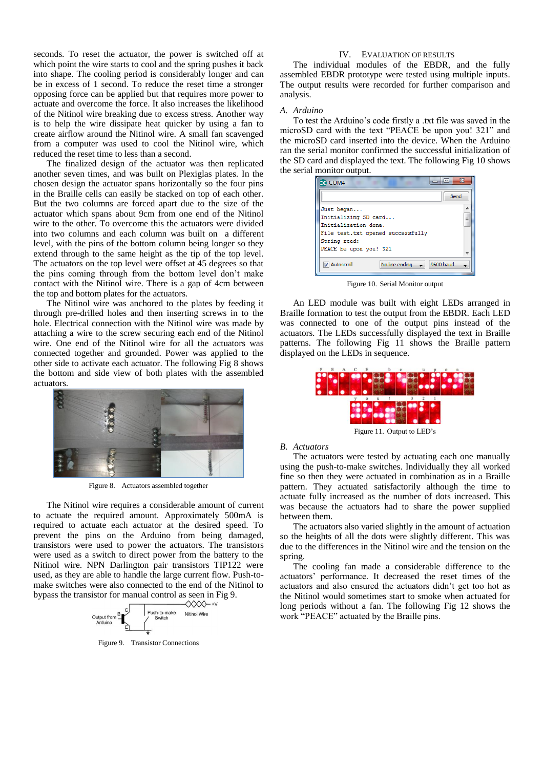seconds. To reset the actuator, the power is switched off at which point the wire starts to cool and the spring pushes it back into shape. The cooling period is considerably longer and can be in excess of 1 second. To reduce the reset time a stronger opposing force can be applied but that requires more power to actuate and overcome the force. It also increases the likelihood of the Nitinol wire breaking due to excess stress. Another way is to help the wire dissipate heat quicker by using a fan to create airflow around the Nitinol wire. A small fan scavenged from a computer was used to cool the Nitinol wire, which reduced the reset time to less than a second.

The finalized design of the actuator was then replicated another seven times, and was built on Plexiglas plates. In the chosen design the actuator spans horizontally so the four pins in the Braille cells can easily be stacked on top of each other. But the two columns are forced apart due to the size of the actuator which spans about 9cm from one end of the Nitinol wire to the other. To overcome this the actuators were divided into two columns and each column was built on a different level, with the pins of the bottom column being longer so they extend through to the same height as the tip of the top level. The actuators on the top level were offset at 45 degrees so that the pins coming through from the bottom level don't make contact with the Nitinol wire. There is a gap of 4cm between the top and bottom plates for the actuators.

The Nitinol wire was anchored to the plates by feeding it through pre-drilled holes and then inserting screws in to the hole. Electrical connection with the Nitinol wire was made by attaching a wire to the screw securing each end of the Nitinol wire. One end of the Nitinol wire for all the actuators was connected together and grounded. Power was applied to the other side to activate each actuator. The following Fig 8 shows the bottom and side view of both plates with the assembled actuators.

Figure 8. Actuators assembled together

The Nitinol wire requires a considerable amount of current to actuate the required amount. Approximately 500mA is required to actuate each actuator at the desired speed. To prevent the pins on the Arduino from being damaged, transistors were used to power the actuators. The transistors were used as a switch to direct power from the battery to the Nitinol wire. NPN Darlington pair transistors TIP122 were used, as they are able to handle the large current flow. Push-to-make switches were also connected to the end of the Nitinol to bypass the transistor for manual control as seen in Fig 9.

Figure 9. Transistor Connections

## IV. Evaluation of Results

The individual modules of the EBDR, and the fully assembled EBDR prototype were tested using multiple inputs. The output results were recorded for further comparison and analysis.

### A. Arduino

To test the Arduino's code firstly a .txt file was saved in the microSD card with the text "PEACE be upon you! 321" and the microSD card inserted into the device. When the Arduino ran the serial monitor confirmed the successful initialization of the SD card and displayed the text. The following Fig 10 shows the serial monitor output.

Figure 10. Serial Monitor output

An LED module was built with eight LEDs arranged in Braille formation to test the output from the EBDR. Each LED was connected to one of the output pins instead of the actuators. The LEDs successfully displayed the text in Braille patterns. The following Fig 11 shows the Braille pattern displayed on the LEDs in sequence.

Figure 11. Output to LED's

### B. Actuators

The actuators were tested by actuating each one manually using the push-to-make switches. Individually they all worked fine so then they were actuated in combination as in a Braille pattern. They actuated satisfactorily although the time to actuate fully increased as the number of dots increased. This was because the actuators had to share the power supplied between them.

The actuators also varied slightly in the amount of actuation so the heights of all the dots were slightly different. This was due to the differences in the Nitinol wire and the tension on the spring.

The cooling fan made a considerable difference to the actuators' performance. It decreased the reset times of the actuators and also ensured the actuators didn't get too hot as the Nitinol would sometimes start to smoke when actuated for long periods without a fan. The following Fig 12 shows the work "PEACE" actuated by the Braille pins.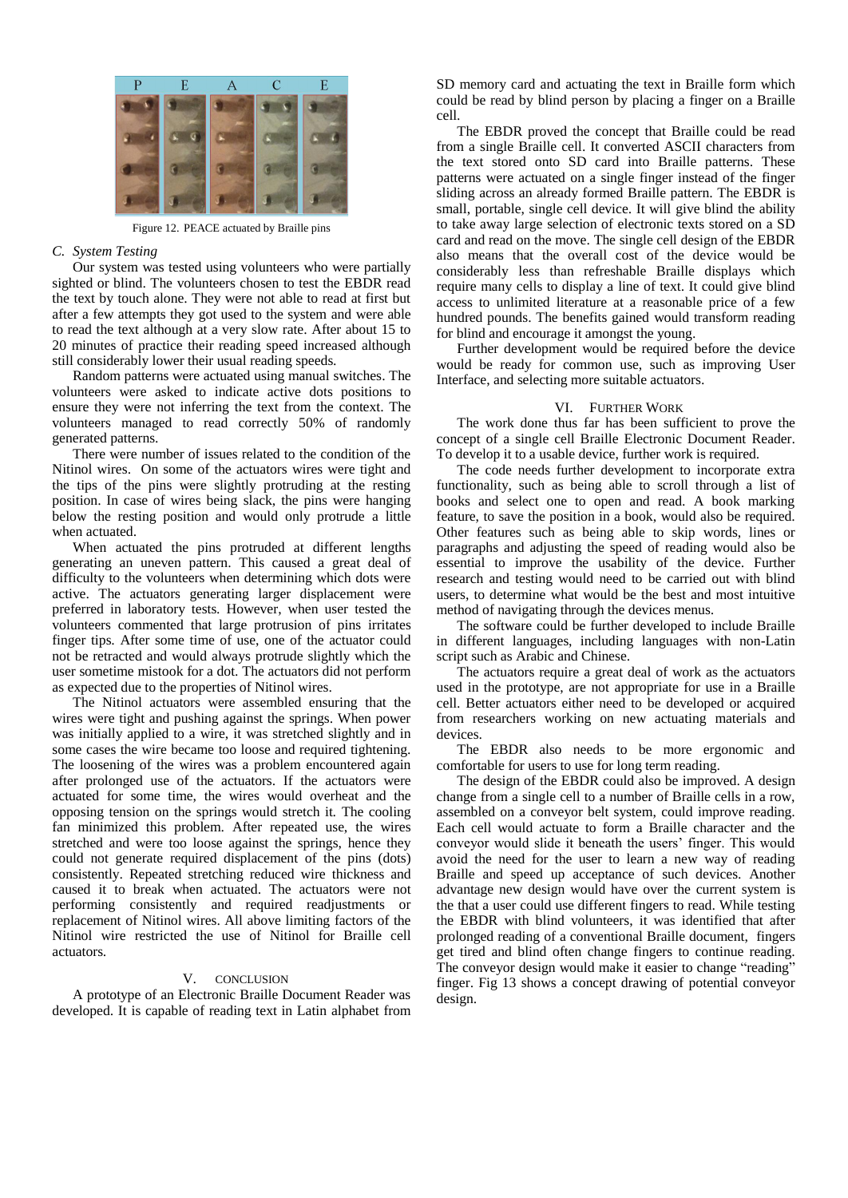Figure 12. PEACE actuated by Braille pins

### C. System Testing

Our system was tested using volunteers who were partially sighted or blind. The volunteers chosen to test the EBDR read the text by touch alone. They were not able to read at first but after a few attempts they got used to the system and were able to read the text although at a very slow rate. After about 15 to 20 minutes of practice their reading speed increased although still considerably lower their usual reading speeds.

Random patterns were actuated using manual switches. The volunteers were asked to indicate active dots positions to ensure they were not inferring the text from the context. The volunteers managed to read correctly 50% of randomly generated patterns.

There were number of issues related to the condition of the Nitinol wires. On some of the actuators wires were tight and the tips of the pins were slightly protruding at the resting position. In case of wires being slack, the pins were hanging below the resting position and would only protrude a little when actuated.

When actuated the pins protruded at different lengths generating an uneven pattern. This caused a great deal of difficulty to the volunteers when determining which dots were active. The actuators generating larger displacement were preferred in laboratory tests. However, when user tested the volunteers commented that large protrusion of pins irritates finger tips. After some time of use, one of the actuator could not be retracted and would always protrude slightly which the user sometime mistook for a dot. The actuators did not perform as expected due to the properties of Nitinol wires.

The Nitinol actuators were assembled ensuring that the wires were tight and pushing against the springs. When power was initially applied to a wire, it was stretched slightly and in some cases the wire became too loose and required tightening. The loosening of the wires was a problem encountered again after prolonged use of the actuators. If the actuators were actuated for some time, the wires would overheat and the opposing tension on the springs would stretch it. The cooling fan minimized this problem. After repeated use, the wires stretched and were too loose against the springs, hence they could not generate required displacement of the pins (dots) consistently. Repeated stretching reduced wire thickness and caused it to break when actuated. The actuators were not performing consistently and required readjustments or replacement of Nitinol wires. All above limiting factors of the Nitinol wire restricted the use of Nitinol for Braille cell actuators.

## V. CONCLUSION

A prototype of an Electronic Braille Document Reader was developed. It is capable of reading text in Latin alphabet from SD memory card and actuating the text in Braille form which could be read by blind person by placing a finger on a Braille cell.

The EBDR proved the concept that Braille could be read from a single Braille cell. It converted ASCII characters from the text stored onto SD card into Braille patterns. These patterns were actuated on a single finger instead of the finger sliding across an already formed Braille pattern. The EBDR is small, portable, single cell device. It will give blind the ability to take away large selection of electronic texts stored on a SD card and read on the move. The single cell design of the EBDR also means that the overall cost of the device would be considerably less than refreshable Braille displays which require many cells to display a line of text. It could give blind access to unlimited literature at a reasonable price of a few hundred pounds. The benefits gained would transform reading for blind and encourage it amongst the young.

Further development would be required before the device would be ready for common use, such as improving User Interface, and selecting more suitable actuators.

## VI. FURTHER WORK

The work done thus far has been sufficient to prove the concept of a single cell Braille Electronic Document Reader. To develop it to a usable device, further work is required.

The code needs further development to incorporate extra functionality, such as being able to scroll through a list of books and select one to open and read. A book marking feature, to save the position in a book, would also be required. Other features such as being able to skip words, lines or paragraphs and adjusting the speed of reading would also be essential to improve the usability of the device. Further research and testing would need to be carried out with blind users, to determine what would be the best and most intuitive method of navigating through the devices menus.

The software could be further developed to include Braille in different languages, including languages with non-Latin script such as Arabic and Chinese.

The actuators require a great deal of work as the actuators used in the prototype, are not appropriate for use in a Braille cell. Better actuators either need to be developed or acquired from researchers working on new actuating materials and devices.

The EBDR also needs to be more ergonomic and comfortable for users to use for long term reading.

The design of the EBDR could also be improved. A design change from a single cell to a number of Braille cells in a row, assembled on a conveyor belt system, could improve reading. Each cell would actuate to form a Braille character and the conveyor would slide it beneath the users' finger. This would avoid the need for the user to learn a new way of reading Braille and speed up acceptance of such devices. Another advantage new design would have over the current system is the that a user could use different fingers to read. While testing the EBDR with blind volunteers, it was identified that after prolonged reading of a conventional Braille document, fingers get tired and blind often change fingers to continue reading. The conveyor design would make it easier to change "reading" finger. Fig 13 shows a concept drawing of potential conveyor design.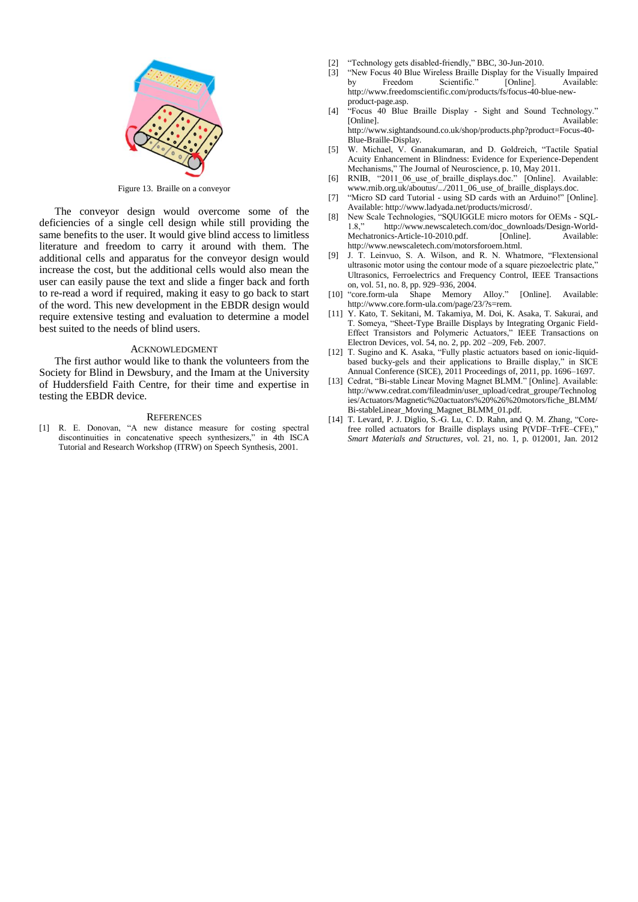Figure 13. Braille on a conveyor

The conveyor design would overcome some of the deficiencies of a single cell design while still providing the same benefits to the user. It would give blind access to limitless literature and freedom to carry it around with them. The additional cells and apparatus for the conveyor design would increase the cost, but the additional cells would also mean the user can easily pause the text and slide a finger back and forth to re-read a word if required, making it easy to go back to start of the word. This new development in the EBDR design would require extensive testing and evaluation to determine a model best suited to the needs of blind users.

## Acknowledgment

The first author would like to thank the volunteers from the Society for Blind in Dewsbury, and the Imam at the University of Huddersfield Faith Centre, for their time and expertise in testing the EBDR device.

## References

[1] R. E. Donovan, "A new distance measure for costing spectral discontinuities in concatenative speech synthesizers," in 4th ISCA Tutorial and Research Workshop (ITRW) on Speech Synthesis, 2001.

[2] "Technology gets disabled-friendly," BBC, 30-Jun-2010.

[3] "New Focus 40 Blue Wireless Braille Display for the Visually Impaired by Freedom Scientific." [Online]. Available: http://www.freedomscientific.com/products/fs/focus-40-blue-new-product-page.asp.

[4] "Focus 40 Blue Braille Display - Sight and Sound Technology." [Online]. Available: http://www.sightandsound.co.uk/shop/products.php?product=Focus-40-Blue-Braille-Display.

[5] W. Michael, V. Gnanakumaran, and D. Goldreich, "Tactile Spatial Acuity Enhancement in Blindness: Evidence for Experience-Dependent Mechanisms," The Journal of Neuroscience, p. 10, May 2011.

[6] RNIB, "2011_06_use_of_braille_displays.doc." [Online]. Available: www.rnib.org.uk/aboutus/.../2011_06_use_of_braille_displays.doc.

[7] "Micro SD card Tutorial - using SD cards with an Arduino!" [Online]. Available: http://www.ladyada.net/products/microsd/.

[8] New Scale Technologies, "SQUIGGLE micro motors for OEMs - SQL-1.8," http://www.newscaletech.com/doc_downloads/Design-World-Mechatronics-Article-10-2010.pdf. [Online]. Available: http://www.newscaletech.com/motorsforoem.html.

[9] J. T. Leinvuo, S. A. Wilson, and R. N. Whatmore, "Flextensional ultrasonic motor using the contour mode of a square piezoelectric plate," Ultrasonics, Ferroelectrics and Frequency Control, IEEE Transactions on, vol. 51, no. 8, pp. 929–936, 2004.

[10] "core.form-ula Shape Memory Alloy." [Online]. Available: http://www.core.form-ula.com/page/23/?s=rem.

[11] Y. Kato, T. Sekitani, M. Takamiya, M. Doi, K. Asaka, T. Sakurai, and T. Someya, "Sheet-Type Braille Displays by Integrating Organic Field-Effect Transistors and Polymeric Actuators," IEEE Transactions on Electron Devices, vol. 54, no. 2, pp. 202 –209, Feb. 2007.

[12] T. Sugino and K. Asaka, "Fully plastic actuators based on ionic-liquid-based bucky-gels and their applications to Braille display," in SICE Annual Conference (SICE), 2011 Proceedings of, 2011, pp. 1696–1697.

[13] Cedrat, "Bi-stable Linear Moving Magnet BLMM." [Online]. Available: http://www.cedrat.com/fileadmin/user_upload/cedrat_groupe/Technologies/Actuators/Magnetic%20actuators%20%26%20motors/fiche_BLMM/Bi-stableLinear_Moving_Magnet_BLMM_01.pdf.

[14] T. Levard, P. J. Diglio, S.-G. Lu, C. D. Rahn, and Q. M. Zhang, "Core-free rolled actuators for Braille displays using P(VDF–TrFE–CFE)," *Smart Materials and Structures*, vol. 21, no. 1, p. 012001, Jan. 2012